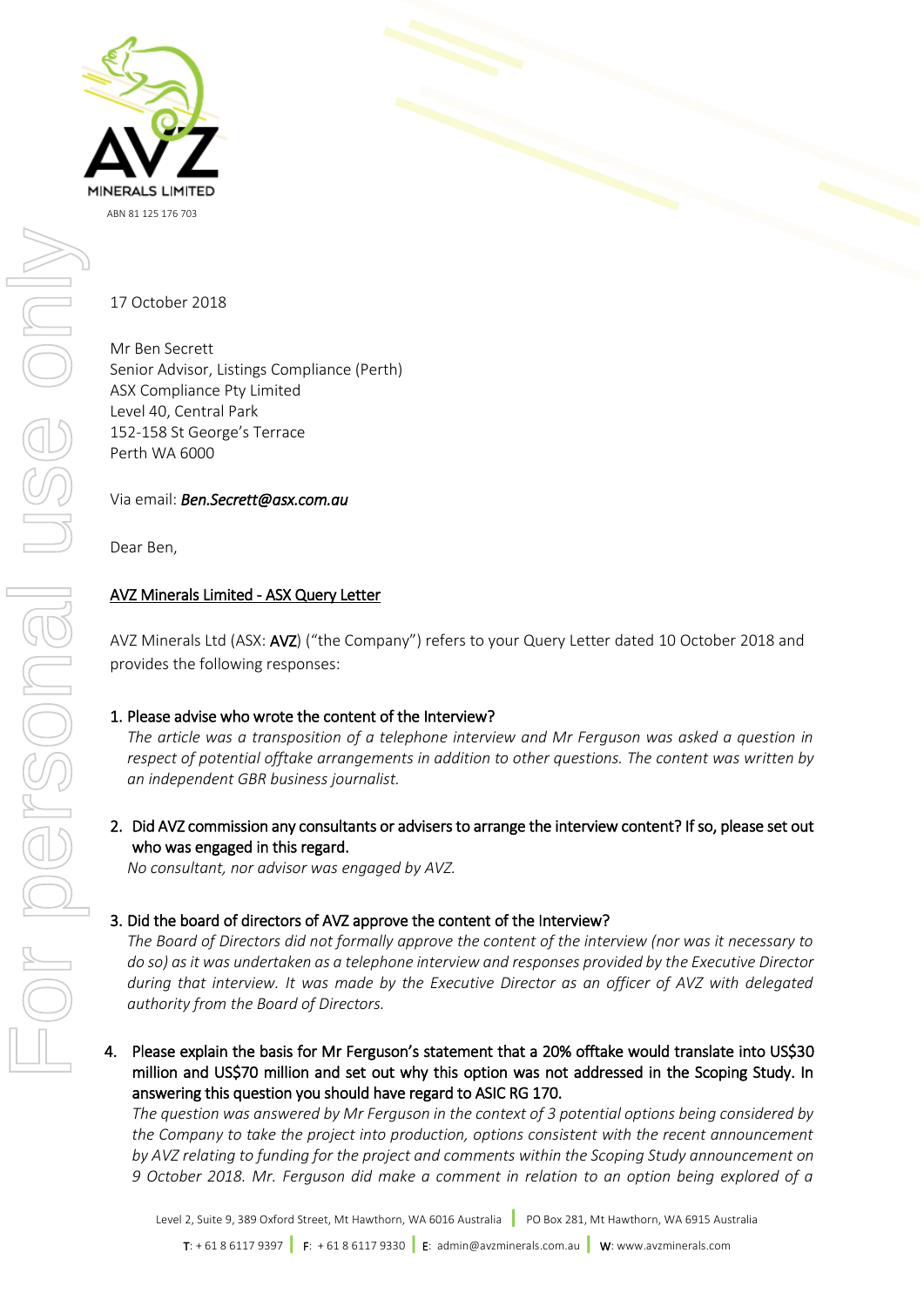AVZ MINERALS LIMITED

ABN 81 125 176 703

17 October 2018

Mr Ben Secrett
Senior Advisor, Listings Compliance (Perth)
ASX Compliance Pty Limited
Level 40, Central Park
152-158 St George's Terrace
Perth WA 6000

Via email: ***Ben.Secrett@asx.com.au***

Dear Ben,

<u>**AVZ Minerals Limited - ASX Query Letter**</u>

AVZ Minerals Ltd (ASX: **AVZ**) ("the Company") refers to your Query Letter dated 10 October 2018 and provides the following responses:

1. **Please advise who wrote the content of the Interview?**
   *The article was a transposition of a telephone interview and Mr Ferguson was asked a question in respect of potential offtake arrangements in addition to other questions. The content was written by an independent GBR business journalist.*

2. **Did AVZ commission any consultants or advisers to arrange the interview content? If so, please set out who was engaged in this regard.**
   *No consultant, nor advisor was engaged by AVZ.*

3. **Did the board of directors of AVZ approve the content of the Interview?**
   *The Board of Directors did not formally approve the content of the interview (nor was it necessary to do so) as it was undertaken as a telephone interview and responses provided by the Executive Director during that interview. It was made by the Executive Director as an officer of AVZ with delegated authority from the Board of Directors.*

4. **Please explain the basis for Mr Ferguson's statement that a 20% offtake would translate into US$30 million and US$70 million and set out why this option was not addressed in the Scoping Study. In answering this question you should have regard to ASIC RG 170.**
   *The question was answered by Mr Ferguson in the context of 3 potential options being considered by the Company to take the project into production, options consistent with the recent announcement by AVZ relating to funding for the project and comments within the Scoping Study announcement on 9 October 2018. Mr. Ferguson did make a comment in relation to an option being explored of a*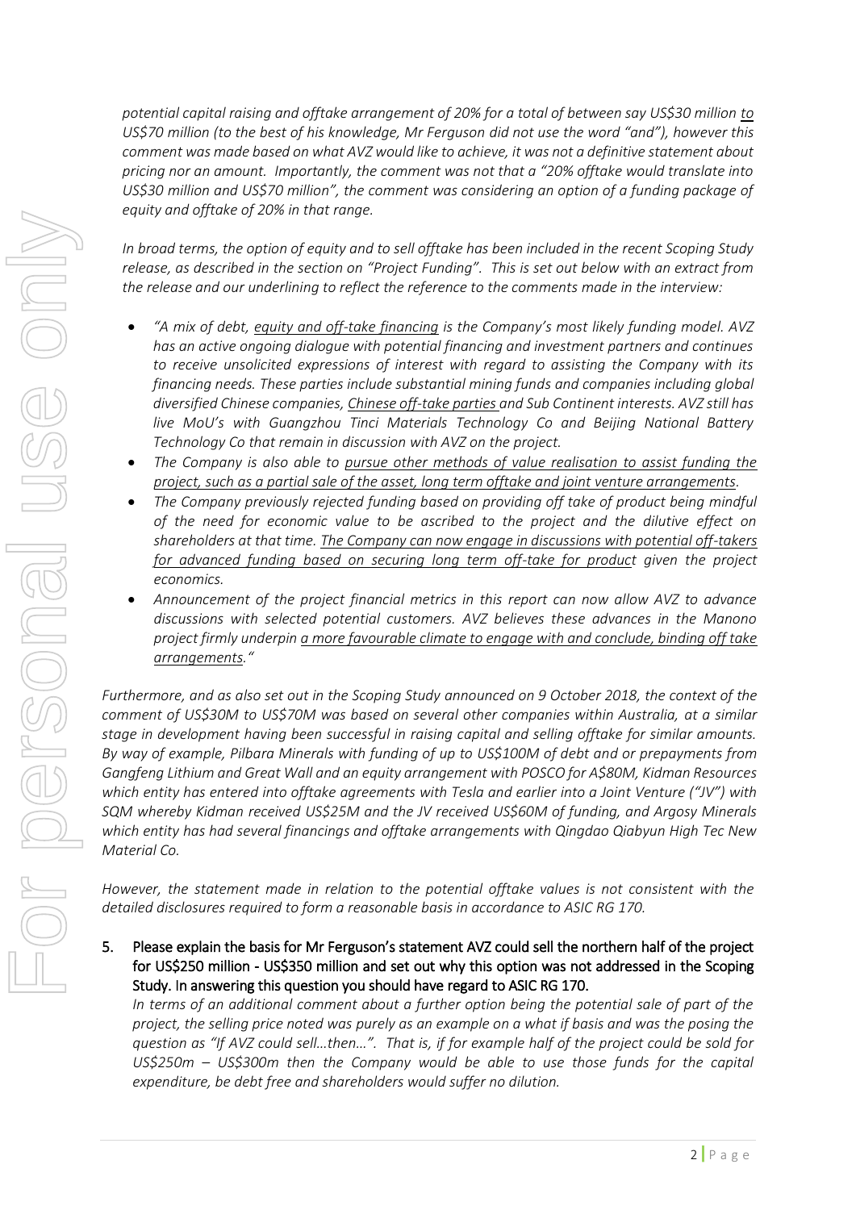*potential capital raising and offtake arrangement of 20% for a total of between say US$30 million <u>to</u> US$70 million (to the best of his knowledge, Mr Ferguson did not use the word "and"), however this comment was made based on what AVZ would like to achieve, it was not a definitive statement about pricing nor an amount. Importantly, the comment was not that a "20% offtake would translate into US$30 million and US$70 million", the comment was considering an option of a funding package of equity and offtake of 20% in that range.*

*In broad terms, the option of equity and to sell offtake has been included in the recent Scoping Study release, as described in the section on "Project Funding". This is set out below with an extract from the release and our underlining to reflect the reference to the comments made in the interview:*

- *"A mix of debt, <u>equity and off-take financing</u> is the Company's most likely funding model. AVZ has an active ongoing dialogue with potential financing and investment partners and continues to receive unsolicited expressions of interest with regard to assisting the Company with its financing needs. These parties include substantial mining funds and companies including global diversified Chinese companies, <u>Chinese off-take parties</u> and Sub Continent interests. AVZ still has live MoU's with Guangzhou Tinci Materials Technology Co and Beijing National Battery Technology Co that remain in discussion with AVZ on the project.*
- *The Company is also able to <u>pursue other methods of value realisation to assist funding the project, such as a partial sale of the asset, long term offtake and joint venture arrangements</u>.*
- *The Company previously rejected funding based on providing off take of product being mindful of the need for economic value to be ascribed to the project and the dilutive effect on shareholders at that time. <u>The Company can now engage in discussions with potential off-takers for advanced funding based on securing long term off-take for product</u> given the project economics.*
- *Announcement of the project financial metrics in this report can now allow AVZ to advance discussions with selected potential customers. AVZ believes these advances in the Manono project firmly underpin <u>a more favourable climate to engage with and conclude, binding off take arrangements</u>."*

*Furthermore, and as also set out in the Scoping Study announced on 9 October 2018, the context of the comment of US$30M to US$70M was based on several other companies within Australia, at a similar stage in development having been successful in raising capital and selling offtake for similar amounts. By way of example, Pilbara Minerals with funding of up to US$100M of debt and or prepayments from Gangfeng Lithium and Great Wall and an equity arrangement with POSCO for A$80M, Kidman Resources which entity has entered into offtake agreements with Tesla and earlier into a Joint Venture ("JV") with SQM whereby Kidman received US$25M and the JV received US$60M of funding, and Argosy Minerals which entity has had several financings and offtake arrangements with Qingdao Qiabyun High Tec New Material Co.*

*However, the statement made in relation to the potential offtake values is not consistent with the detailed disclosures required to form a reasonable basis in accordance to ASIC RG 170.*

5. **Please explain the basis for Mr Ferguson's statement AVZ could sell the northern half of the project for US$250 million - US$350 million and set out why this option was not addressed in the Scoping Study. In answering this question you should have regard to ASIC RG 170.**

   *In terms of an additional comment about a further option being the potential sale of part of the project, the selling price noted was purely as an example on a what if basis and was the posing the question as "If AVZ could sell…then…". That is, if for example half of the project could be sold for US$250m – US$300m then the Company would be able to use those funds for the capital expenditure, be debt free and shareholders would suffer no dilution.*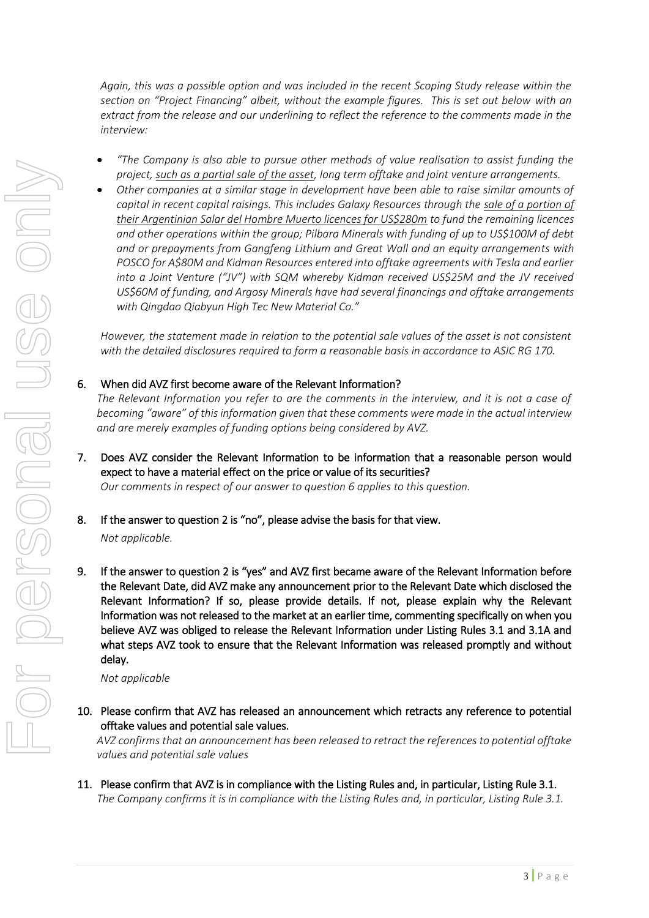*Again, this was a possible option and was included in the recent Scoping Study release within the section on "Project Financing" albeit, without the example figures. This is set out below with an extract from the release and our underlining to reflect the reference to the comments made in the interview:*

- *"The Company is also able to pursue other methods of value realisation to assist funding the project, <u>such as a partial sale of the asset</u>, long term offtake and joint venture arrangements.*
- *Other companies at a similar stage in development have been able to raise similar amounts of capital in recent capital raisings. This includes Galaxy Resources through the <u>sale of a portion of their Argentinian Salar del Hombre Muerto licences for US$280m</u> to fund the remaining licences and other operations within the group; Pilbara Minerals with funding of up to US$100M of debt and or prepayments from Gangfeng Lithium and Great Wall and an equity arrangements with POSCO for A$80M and Kidman Resources entered into offtake agreements with Tesla and earlier into a Joint Venture ("JV") with SQM whereby Kidman received US$25M and the JV received US$60M of funding, and Argosy Minerals have had several financings and offtake arrangements with Qingdao Qiabyun High Tec New Material Co."*

*However, the statement made in relation to the potential sale values of the asset is not consistent with the detailed disclosures required to form a reasonable basis in accordance to ASIC RG 170.*

6. **When did AVZ first become aware of the Relevant Information?**
   *The Relevant Information you refer to are the comments in the interview, and it is not a case of becoming "aware" of this information given that these comments were made in the actual interview and are merely examples of funding options being considered by AVZ.*

7. **Does AVZ consider the Relevant Information to be information that a reasonable person would expect to have a material effect on the price or value of its securities?**
   *Our comments in respect of our answer to question 6 applies to this question.*

8. **If the answer to question 2 is "no", please advise the basis for that view.**
   *Not applicable.*

9. **If the answer to question 2 is "yes" and AVZ first became aware of the Relevant Information before the Relevant Date, did AVZ make any announcement prior to the Relevant Date which disclosed the Relevant Information? If so, please provide details. If not, please explain why the Relevant Information was not released to the market at an earlier time, commenting specifically on when you believe AVZ was obliged to release the Relevant Information under Listing Rules 3.1 and 3.1A and what steps AVZ took to ensure that the Relevant Information was released promptly and without delay.**
   *Not applicable*

10. **Please confirm that AVZ has released an announcement which retracts any reference to potential offtake values and potential sale values.**
    *AVZ confirms that an announcement has been released to retract the references to potential offtake values and potential sale values*

11. **Please confirm that AVZ is in compliance with the Listing Rules and, in particular, Listing Rule 3.1.**
    *The Company confirms it is in compliance with the Listing Rules and, in particular, Listing Rule 3.1.*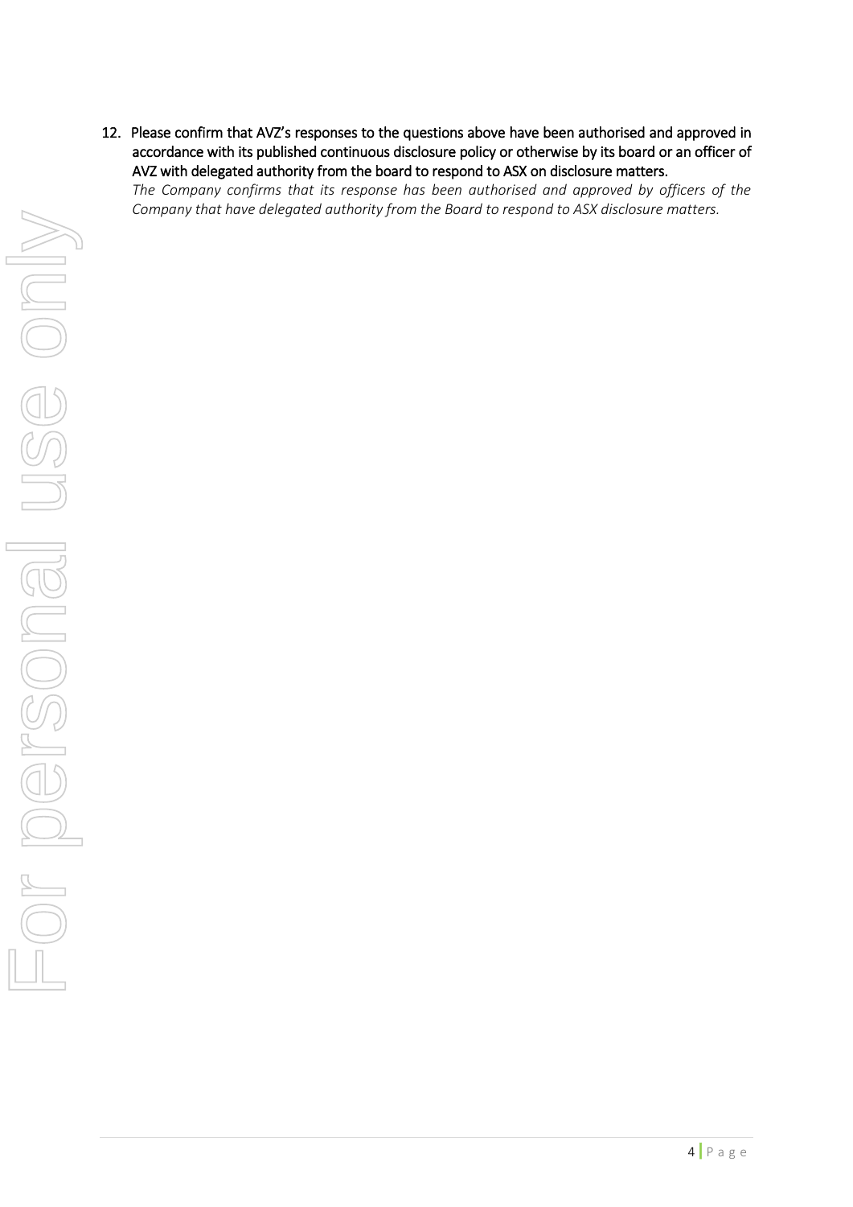12. **Please confirm that AVZ's responses to the questions above have been authorised and approved in accordance with its published continuous disclosure policy or otherwise by its board or an officer of AVZ with delegated authority from the board to respond to ASX on disclosure matters.**

    *The Company confirms that its response has been authorised and approved by officers of the Company that have delegated authority from the Board to respond to ASX disclosure matters.*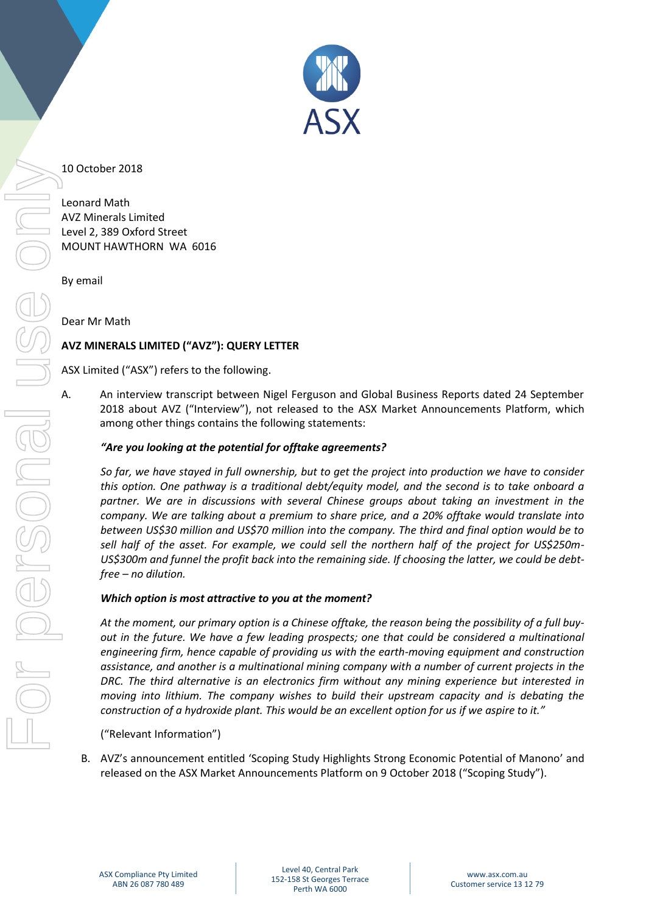10 October 2018

Leonard Math
AVZ Minerals Limited
Level 2, 389 Oxford Street
MOUNT HAWTHORN WA 6016

By email

Dear Mr Math

**AVZ MINERALS LIMITED ("AVZ"): QUERY LETTER**

ASX Limited ("ASX") refers to the following.

A. An interview transcript between Nigel Ferguson and Global Business Reports dated 24 September 2018 about AVZ ("Interview"), not released to the ASX Market Announcements Platform, which among other things contains the following statements:

   ***"Are you looking at the potential for offtake agreements?***

   *So far, we have stayed in full ownership, but to get the project into production we have to consider this option. One pathway is a traditional debt/equity model, and the second is to take onboard a partner. We are in discussions with several Chinese groups about taking an investment in the company. We are talking about a premium to share price, and a 20% offtake would translate into between US$30 million and US$70 million into the company. The third and final option would be to sell half of the asset. For example, we could sell the northern half of the project for US$250m-US$300m and funnel the profit back into the remaining side. If choosing the latter, we could be debt-free – no dilution.*

   ***Which option is most attractive to you at the moment?***

   *At the moment, our primary option is a Chinese offtake, the reason being the possibility of a full buy-out in the future. We have a few leading prospects; one that could be considered a multinational engineering firm, hence capable of providing us with the earth-moving equipment and construction assistance, and another is a multinational mining company with a number of current projects in the DRC. The third alternative is an electronics firm without any mining experience but interested in moving into lithium. The company wishes to build their upstream capacity and is debating the construction of a hydroxide plant. This would be an excellent option for us if we aspire to it."*

   ("Relevant Information")

B. AVZ's announcement entitled 'Scoping Study Highlights Strong Economic Potential of Manono' and released on the ASX Market Announcements Platform on 9 October 2018 ("Scoping Study").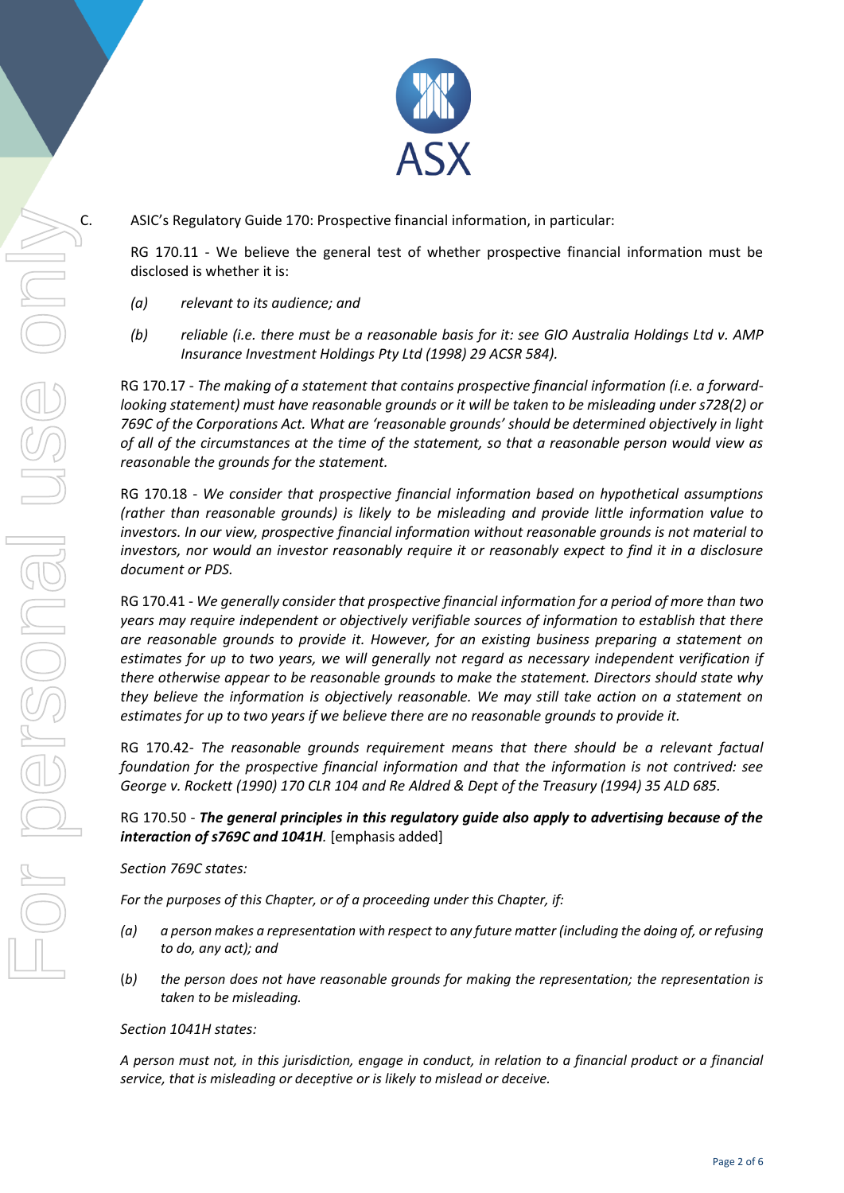C. ASIC's Regulatory Guide 170: Prospective financial information, in particular:

RG 170.11 - We believe the general test of whether prospective financial information must be disclosed is whether it is:

*(a) relevant to its audience; and*

*(b) reliable (i.e. there must be a reasonable basis for it: see GIO Australia Holdings Ltd v. AMP Insurance Investment Holdings Pty Ltd (1998) 29 ACSR 584).*

RG 170.17 - *The making of a statement that contains prospective financial information (i.e. a forward-looking statement) must have reasonable grounds or it will be taken to be misleading under s728(2) or 769C of the Corporations Act. What are 'reasonable grounds' should be determined objectively in light of all of the circumstances at the time of the statement, so that a reasonable person would view as reasonable the grounds for the statement.*

RG 170.18 - *We consider that prospective financial information based on hypothetical assumptions (rather than reasonable grounds) is likely to be misleading and provide little information value to investors. In our view, prospective financial information without reasonable grounds is not material to investors, nor would an investor reasonably require it or reasonably expect to find it in a disclosure document or PDS.*

RG 170.41 - *We generally consider that prospective financial information for a period of more than two years may require independent or objectively verifiable sources of information to establish that there are reasonable grounds to provide it. However, for an existing business preparing a statement on estimates for up to two years, we will generally not regard as necessary independent verification if there otherwise appear to be reasonable grounds to make the statement. Directors should state why they believe the information is objectively reasonable. We may still take action on a statement on estimates for up to two years if we believe there are no reasonable grounds to provide it.*

RG 170.42- *The reasonable grounds requirement means that there should be a relevant factual foundation for the prospective financial information and that the information is not contrived: see George v. Rockett (1990) 170 CLR 104 and Re Aldred & Dept of the Treasury (1994) 35 ALD 685.*

RG 170.50 - ***The general principles in this regulatory guide also apply to advertising because of the interaction of s769C and 1041H.*** [emphasis added]

*Section 769C states:*

*For the purposes of this Chapter, or of a proceeding under this Chapter, if:*

*(a) a person makes a representation with respect to any future matter (including the doing of, or refusing to do, any act); and*

(*b*) *the person does not have reasonable grounds for making the representation; the representation is taken to be misleading.*

*Section 1041H states:*

*A person must not, in this jurisdiction, engage in conduct, in relation to a financial product or a financial service, that is misleading or deceptive or is likely to mislead or deceive.*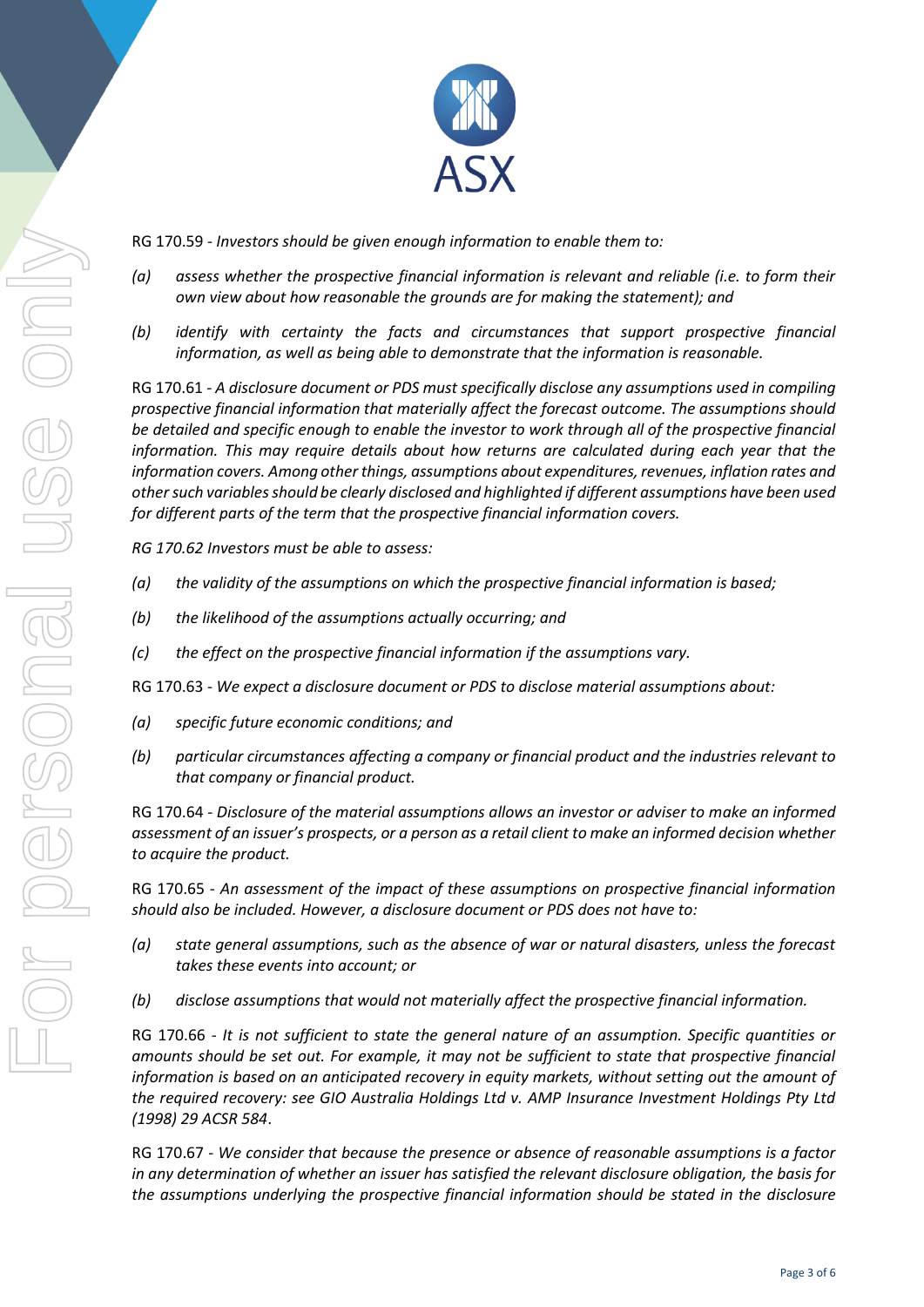RG 170.59 - *Investors should be given enough information to enable them to:*

*(a) assess whether the prospective financial information is relevant and reliable (i.e. to form their own view about how reasonable the grounds are for making the statement); and*

*(b) identify with certainty the facts and circumstances that support prospective financial information, as well as being able to demonstrate that the information is reasonable.*

RG 170.61 - *A disclosure document or PDS must specifically disclose any assumptions used in compiling prospective financial information that materially affect the forecast outcome. The assumptions should be detailed and specific enough to enable the investor to work through all of the prospective financial information. This may require details about how returns are calculated during each year that the information covers. Among other things, assumptions about expenditures, revenues, inflation rates and other such variables should be clearly disclosed and highlighted if different assumptions have been used for different parts of the term that the prospective financial information covers.*

*RG 170.62 Investors must be able to assess:*

*(a) the validity of the assumptions on which the prospective financial information is based;*

*(b) the likelihood of the assumptions actually occurring; and*

*(c) the effect on the prospective financial information if the assumptions vary.*

RG 170.63 - *We expect a disclosure document or PDS to disclose material assumptions about:*

*(a) specific future economic conditions; and*

*(b) particular circumstances affecting a company or financial product and the industries relevant to that company or financial product.*

RG 170.64 - *Disclosure of the material assumptions allows an investor or adviser to make an informed assessment of an issuer's prospects, or a person as a retail client to make an informed decision whether to acquire the product.*

RG 170.65 - *An assessment of the impact of these assumptions on prospective financial information should also be included. However, a disclosure document or PDS does not have to:*

*(a) state general assumptions, such as the absence of war or natural disasters, unless the forecast takes these events into account; or*

*(b) disclose assumptions that would not materially affect the prospective financial information.*

RG 170.66 - *It is not sufficient to state the general nature of an assumption. Specific quantities or amounts should be set out. For example, it may not be sufficient to state that prospective financial information is based on an anticipated recovery in equity markets, without setting out the amount of the required recovery: see GIO Australia Holdings Ltd v. AMP Insurance Investment Holdings Pty Ltd (1998) 29 ACSR 584*.

RG 170.67 - *We consider that because the presence or absence of reasonable assumptions is a factor in any determination of whether an issuer has satisfied the relevant disclosure obligation, the basis for the assumptions underlying the prospective financial information should be stated in the disclosure*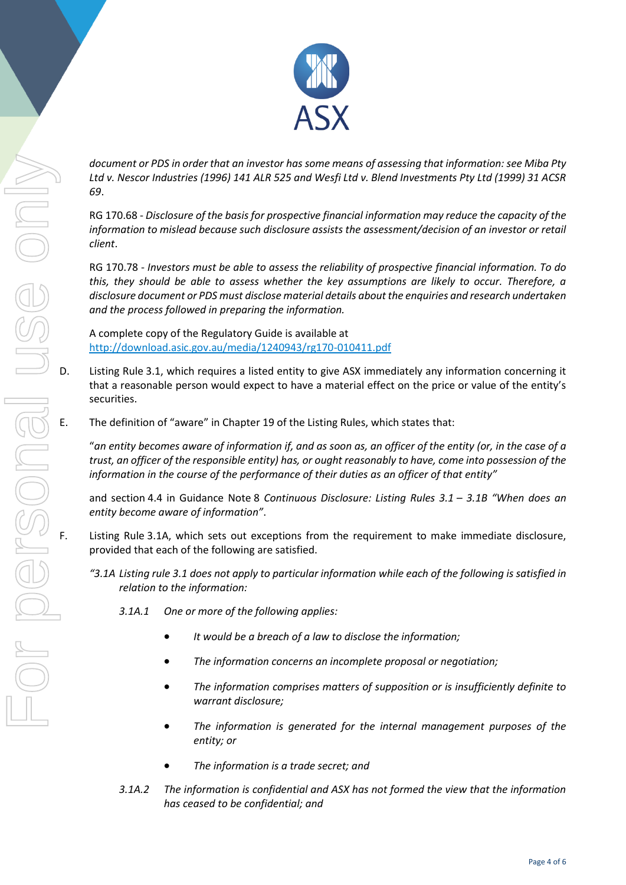*document or PDS in order that an investor has some means of assessing that information: see Miba Pty Ltd v. Nescor Industries (1996) 141 ALR 525 and Wesfi Ltd v. Blend Investments Pty Ltd (1999) 31 ACSR 69*.

RG 170.68 - *Disclosure of the basis for prospective financial information may reduce the capacity of the information to mislead because such disclosure assists the assessment/decision of an investor or retail client*.

RG 170.78 - *Investors must be able to assess the reliability of prospective financial information. To do this, they should be able to assess whether the key assumptions are likely to occur. Therefore, a disclosure document or PDS must disclose material details about the enquiries and research undertaken and the process followed in preparing the information.*

A complete copy of the Regulatory Guide is available at
http://download.asic.gov.au/media/1240943/rg170-010411.pdf

D. Listing Rule 3.1, which requires a listed entity to give ASX immediately any information concerning it that a reasonable person would expect to have a material effect on the price or value of the entity's securities.

E. The definition of "aware" in Chapter 19 of the Listing Rules, which states that:

"*an entity becomes aware of information if, and as soon as, an officer of the entity (or, in the case of a trust, an officer of the responsible entity) has, or ought reasonably to have, come into possession of the information in the course of the performance of their duties as an officer of that entity"*

and section 4.4 in Guidance Note 8 *Continuous Disclosure: Listing Rules 3.1 – 3.1B "When does an entity become aware of information"*.

F. Listing Rule 3.1A, which sets out exceptions from the requirement to make immediate disclosure, provided that each of the following are satisfied.

*"3.1A Listing rule 3.1 does not apply to particular information while each of the following is satisfied in relation to the information:*

*3.1A.1 One or more of the following applies:*

- *It would be a breach of a law to disclose the information;*
- *The information concerns an incomplete proposal or negotiation;*
- *The information comprises matters of supposition or is insufficiently definite to warrant disclosure;*
- *The information is generated for the internal management purposes of the entity; or*
- *The information is a trade secret; and*

*3.1A.2 The information is confidential and ASX has not formed the view that the information has ceased to be confidential; and*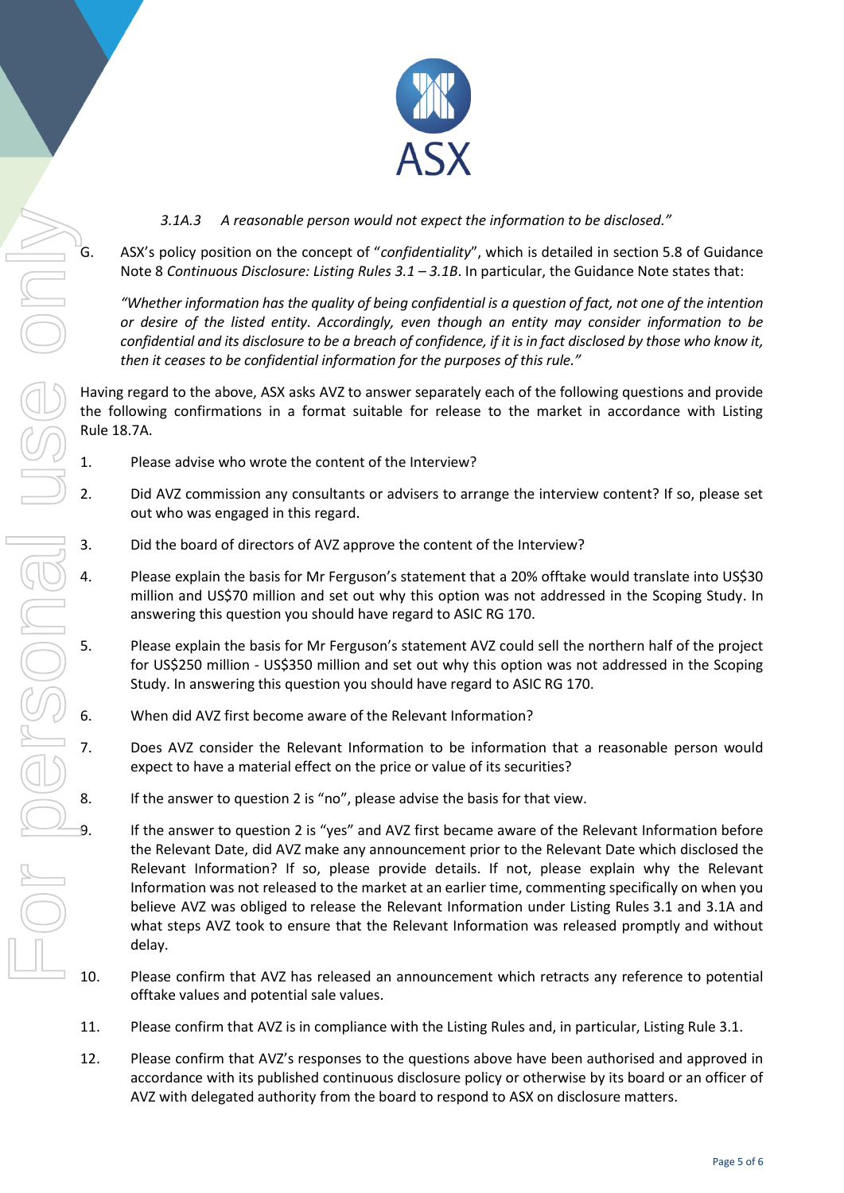*3.1A.3 A reasonable person would not expect the information to be disclosed."*

G. ASX's policy position on the concept of "*confidentiality*", which is detailed in section 5.8 of Guidance Note 8 *Continuous Disclosure: Listing Rules 3.1 – 3.1B*. In particular, the Guidance Note states that:

*"Whether information has the quality of being confidential is a question of fact, not one of the intention or desire of the listed entity. Accordingly, even though an entity may consider information to be confidential and its disclosure to be a breach of confidence, if it is in fact disclosed by those who know it, then it ceases to be confidential information for the purposes of this rule."*

Having regard to the above, ASX asks AVZ to answer separately each of the following questions and provide the following confirmations in a format suitable for release to the market in accordance with Listing Rule 18.7A.

1. Please advise who wrote the content of the Interview?

2. Did AVZ commission any consultants or advisers to arrange the interview content? If so, please set out who was engaged in this regard.

3. Did the board of directors of AVZ approve the content of the Interview?

4. Please explain the basis for Mr Ferguson's statement that a 20% offtake would translate into US$30 million and US$70 million and set out why this option was not addressed in the Scoping Study. In answering this question you should have regard to ASIC RG 170.

5. Please explain the basis for Mr Ferguson's statement AVZ could sell the northern half of the project for US$250 million - US$350 million and set out why this option was not addressed in the Scoping Study. In answering this question you should have regard to ASIC RG 170.

6. When did AVZ first become aware of the Relevant Information?

7. Does AVZ consider the Relevant Information to be information that a reasonable person would expect to have a material effect on the price or value of its securities?

8. If the answer to question 2 is "no", please advise the basis for that view.

9. If the answer to question 2 is "yes" and AVZ first became aware of the Relevant Information before the Relevant Date, did AVZ make any announcement prior to the Relevant Date which disclosed the Relevant Information? If so, please provide details. If not, please explain why the Relevant Information was not released to the market at an earlier time, commenting specifically on when you believe AVZ was obliged to release the Relevant Information under Listing Rules 3.1 and 3.1A and what steps AVZ took to ensure that the Relevant Information was released promptly and without delay.

10. Please confirm that AVZ has released an announcement which retracts any reference to potential offtake values and potential sale values.

11. Please confirm that AVZ is in compliance with the Listing Rules and, in particular, Listing Rule 3.1.

12. Please confirm that AVZ's responses to the questions above have been authorised and approved in accordance with its published continuous disclosure policy or otherwise by its board or an officer of AVZ with delegated authority from the board to respond to ASX on disclosure matters.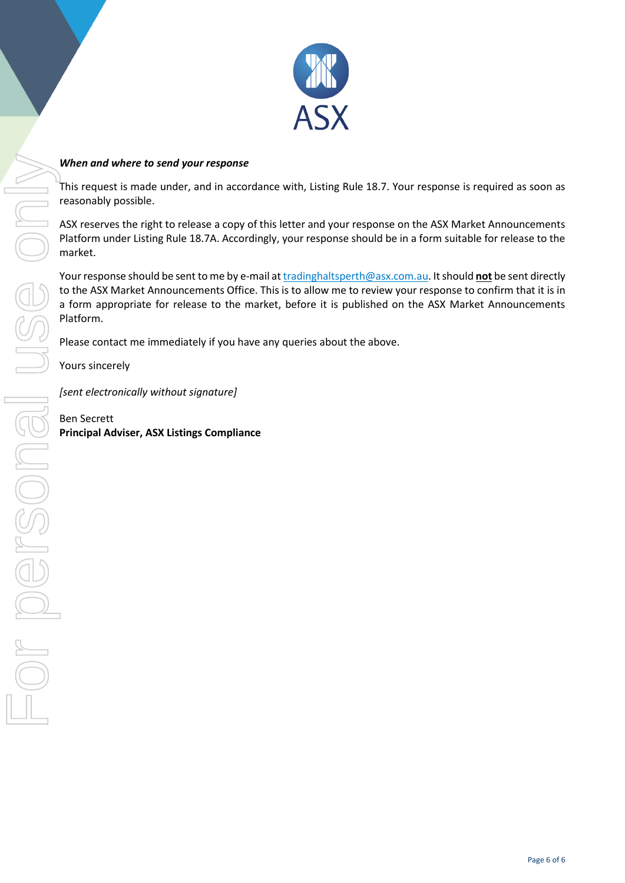***When and where to send your response***

This request is made under, and in accordance with, Listing Rule 18.7. Your response is required as soon as reasonably possible.

ASX reserves the right to release a copy of this letter and your response on the ASX Market Announcements Platform under Listing Rule 18.7A. Accordingly, your response should be in a form suitable for release to the market.

Your response should be sent to me by e-mail at tradinghaltsperth@asx.com.au. It should **not** be sent directly to the ASX Market Announcements Office. This is to allow me to review your response to confirm that it is in a form appropriate for release to the market, before it is published on the ASX Market Announcements Platform.

Please contact me immediately if you have any queries about the above.

Yours sincerely

*[sent electronically without signature]*

Ben Secrett
**Principal Adviser, ASX Listings Compliance**